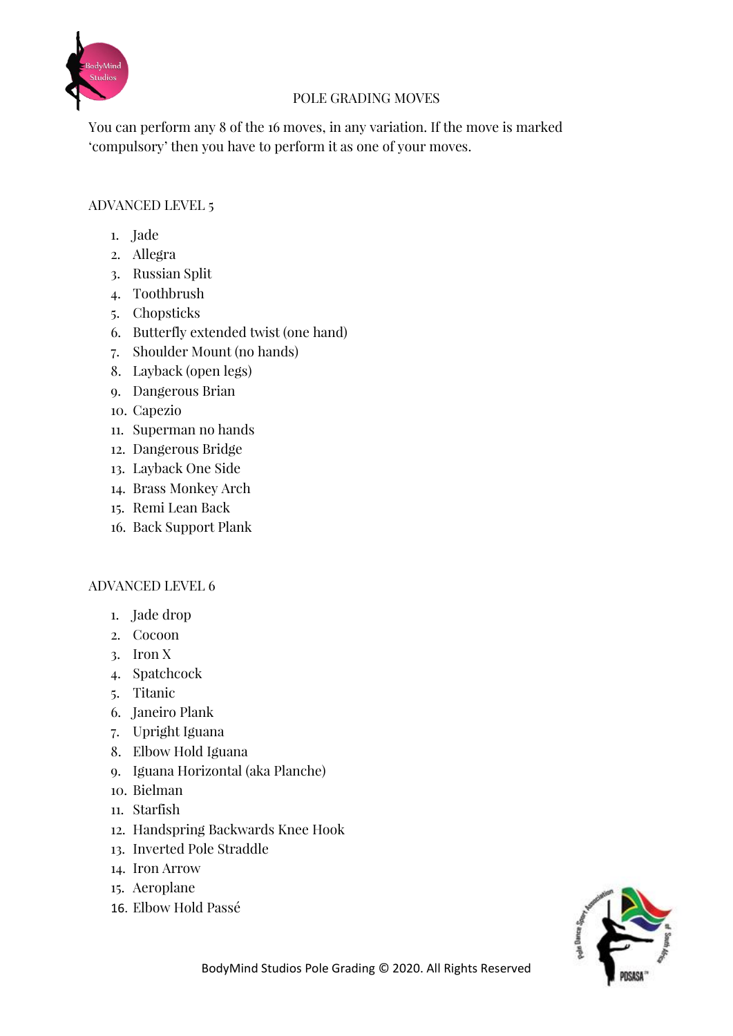# POLE GRADING MOVES

You can perform any 8 of the 16 moves, in any variation. If the move is marked 'compulsory' then you have to perform it as one of your moves.

## ADVANCED LEVEL 5

1. Jade
2. Allegra
3. Russian Split
4. Toothbrush
5. Chopsticks
6. Butterfly extended twist (one hand)
7. Shoulder Mount (no hands)
8. Layback (open legs)
9. Dangerous Brian
10. Capezio
11. Superman no hands
12. Dangerous Bridge
13. Layback One Side
14. Brass Monkey Arch
15. Remi Lean Back
16. Back Support Plank

## ADVANCED LEVEL 6

1. Jade drop
2. Cocoon
3. Iron X
4. Spatchcock
5. Titanic
6. Janeiro Plank
7. Upright Iguana
8. Elbow Hold Iguana
9. Iguana Horizontal (aka Planche)
10. Bielman
11. Starfish
12. Handspring Backwards Knee Hook
13. Inverted Pole Straddle
14. Iron Arrow
15. Aeroplane
16. Elbow Hold Passé

BodyMind Studios Pole Grading © 2020. All Rights Reserved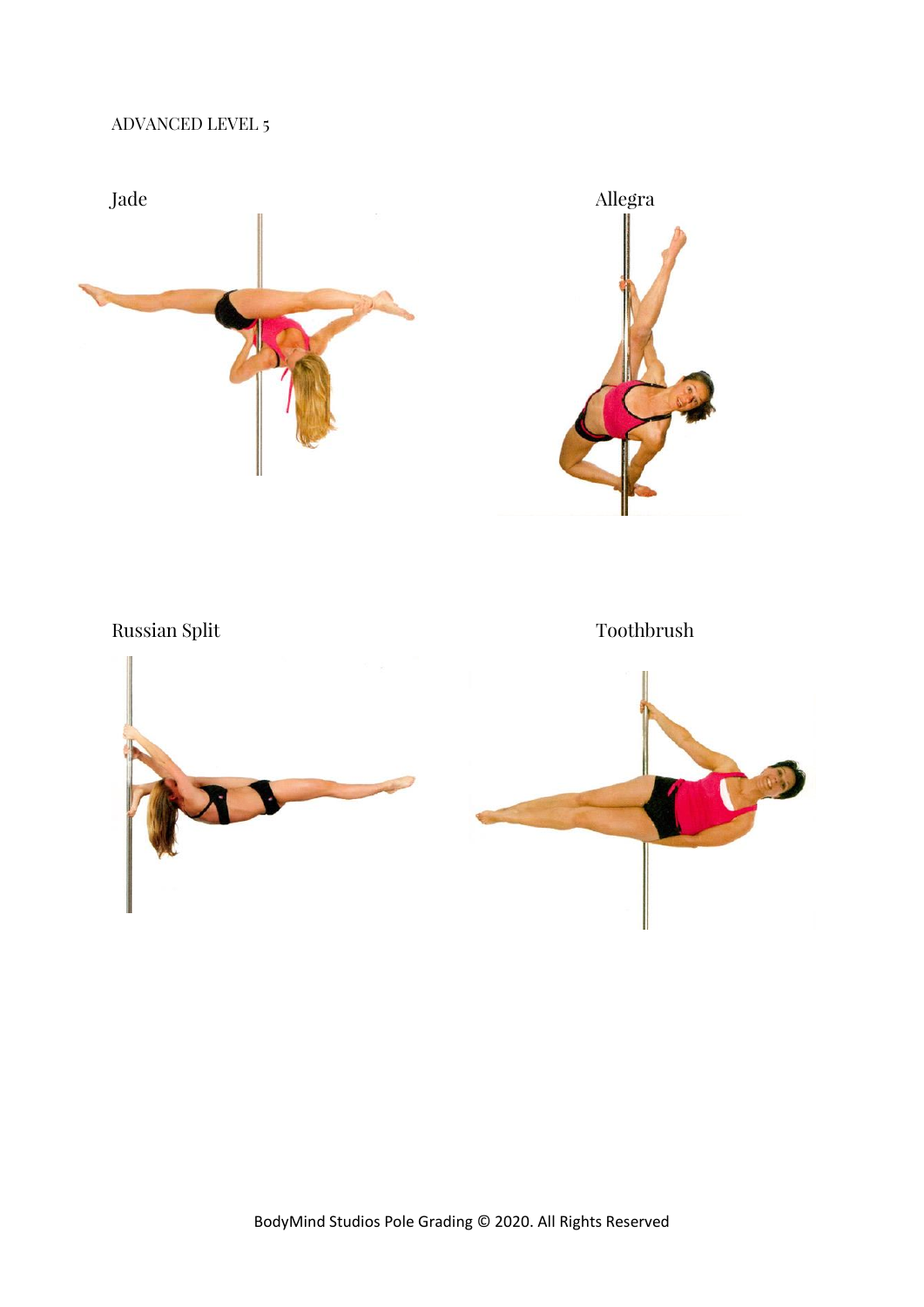ADVANCED LEVEL 5

Jade

Allegra

Russian Split

Toothbrush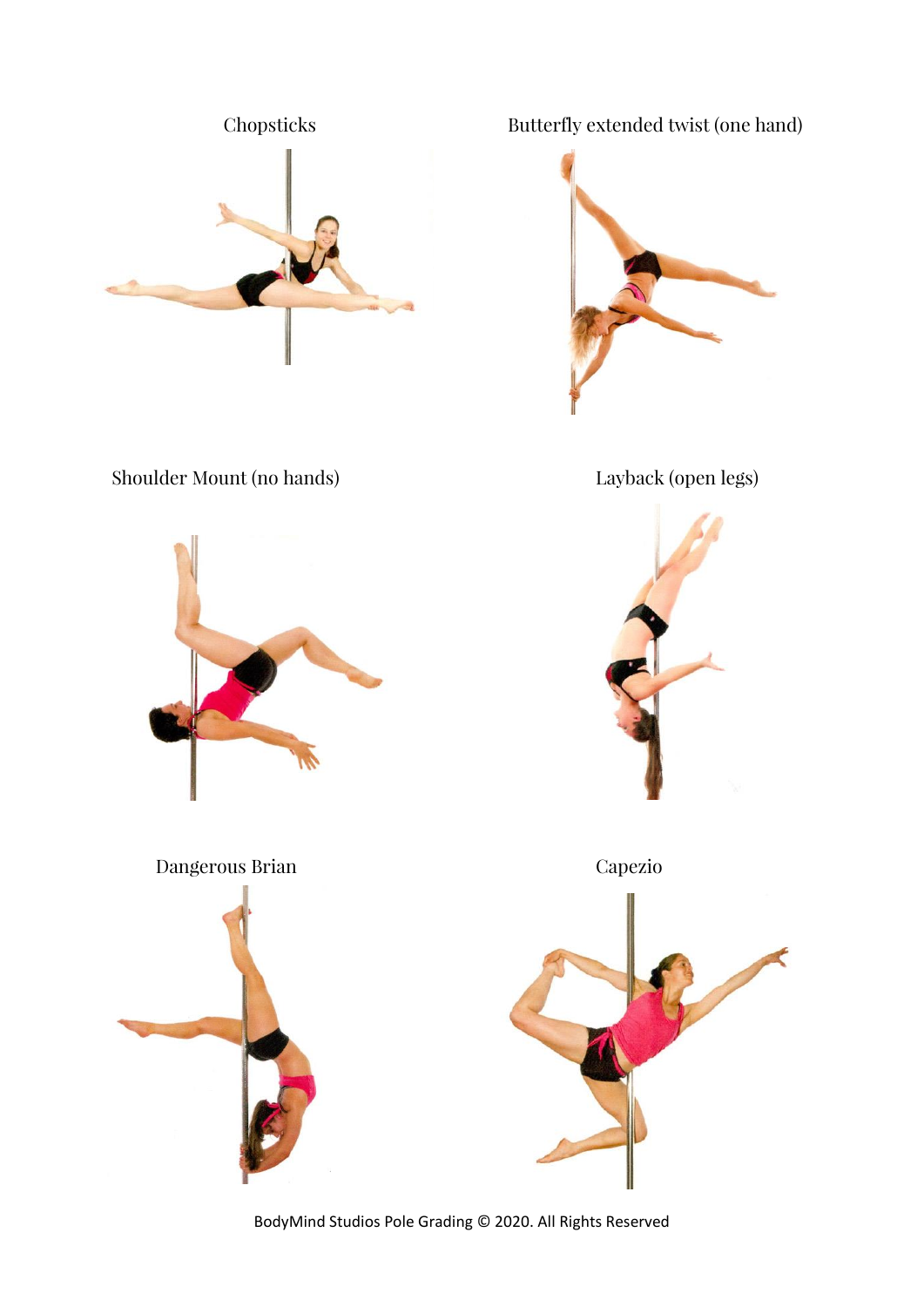Chopsticks

Butterfly extended twist (one hand)

Shoulder Mount (no hands)

Layback (open legs)

Dangerous Brian

Capezio

BodyMind Studios Pole Grading © 2020. All Rights Reserved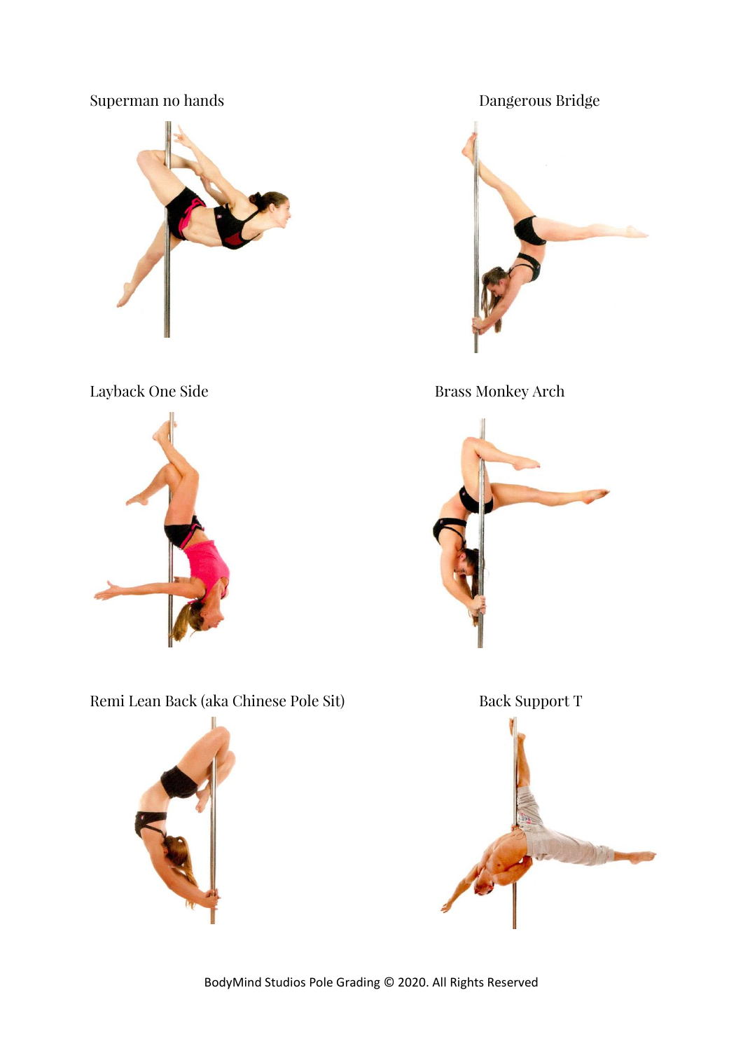Superman no hands

Dangerous Bridge

Layback One Side

Brass Monkey Arch

Remi Lean Back (aka Chinese Pole Sit)

Back Support T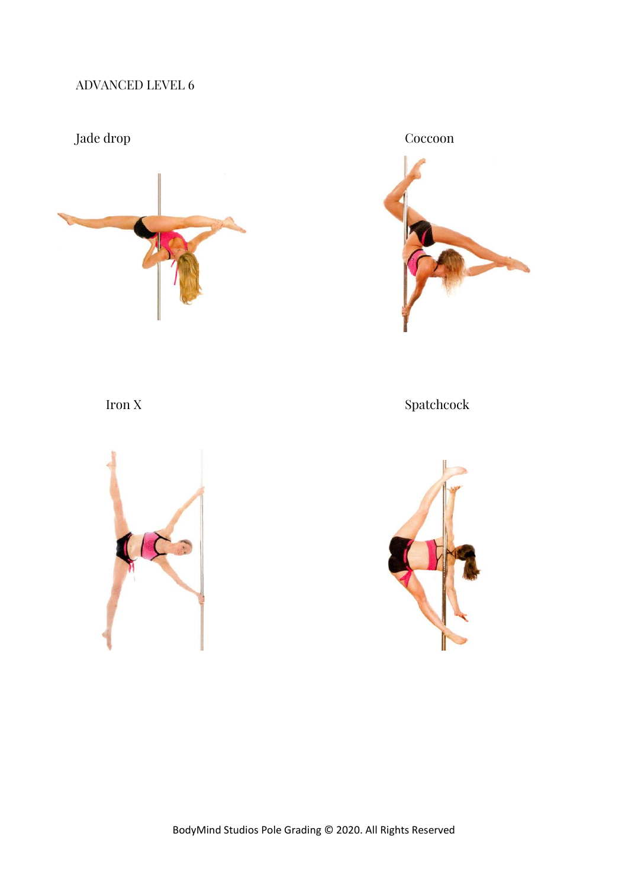ADVANCED LEVEL 6

Jade drop

Coccoon

Iron X

Spatchcock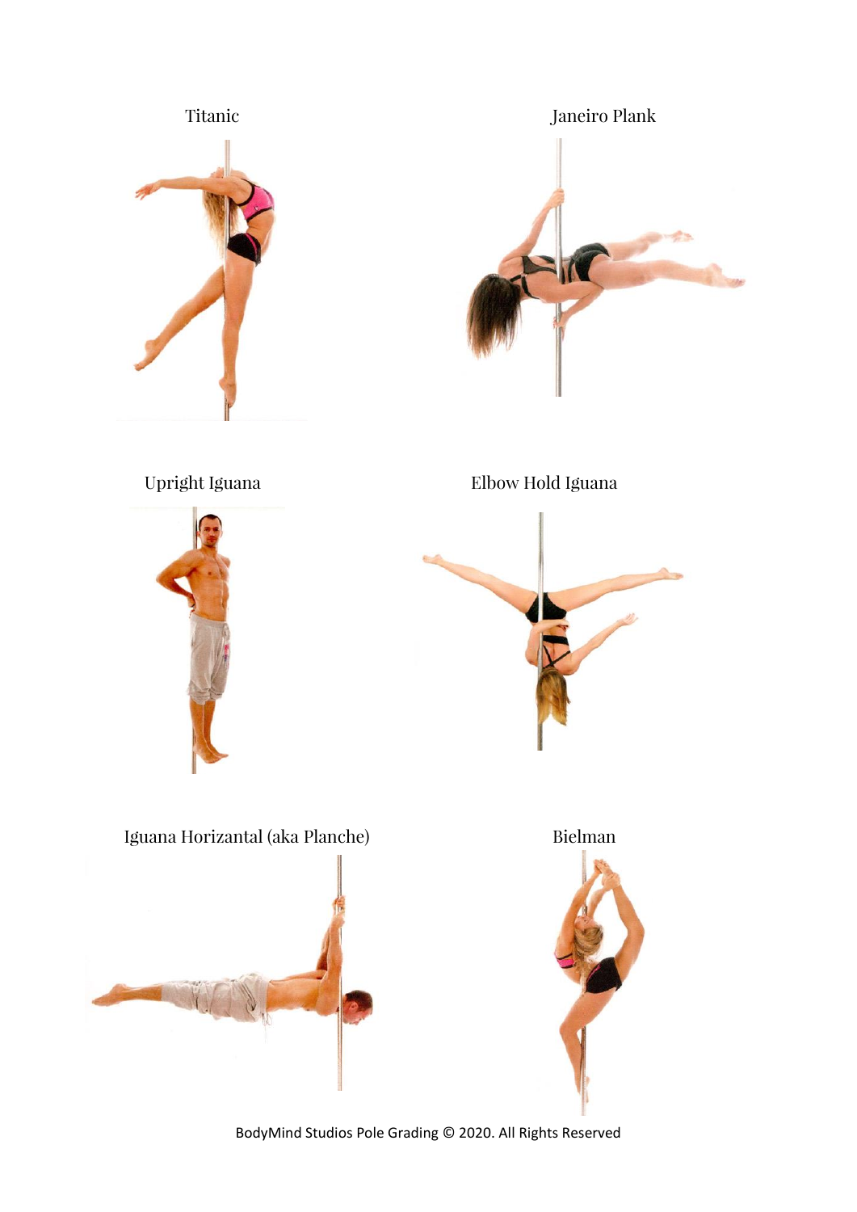Titanic

Janeiro Plank

Upright Iguana

Elbow Hold Iguana

Iguana Horizantal (aka Planche)

Bielman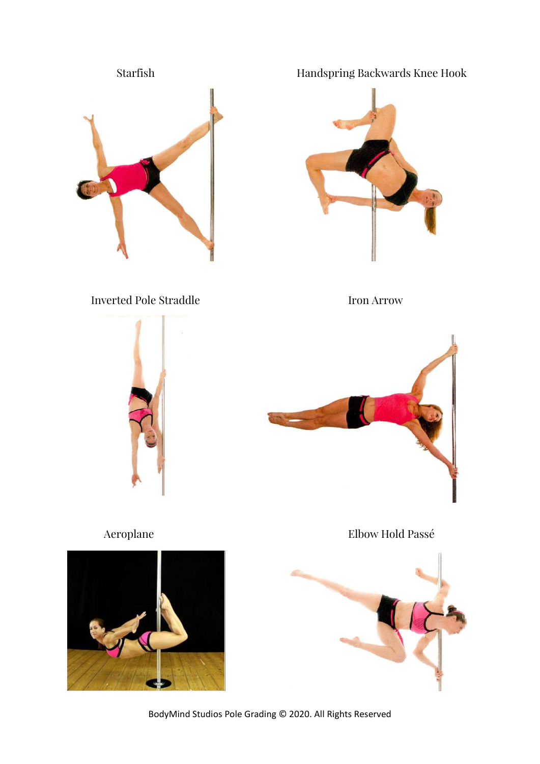Starfish

Handspring Backwards Knee Hook

Inverted Pole Straddle

Iron Arrow

Aeroplane

Elbow Hold Passé

BodyMind Studios Pole Grading © 2020. All Rights Reserved